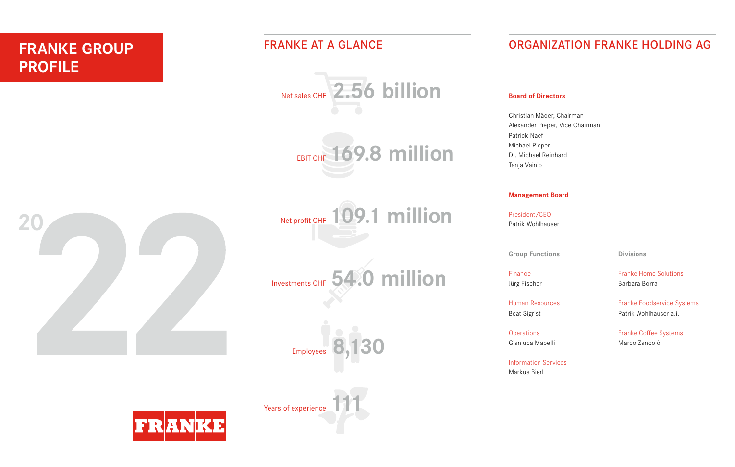# FRANKE GROUP PROFILE

2022

FRANKE

## FRANKE AT A GLANCE

Net sales CHF **2.56 billion**

EBIT CHF **169.8 million**

Net profit CHF **109.1 million**

Investments CHF **54.0 million**

Employees **8,130**

Years of experience **111**

## ORGANIZATION FRANKE HOLDING AG

### Board of Directors

Christian Mäder, Chairman
Alexander Pieper, Vice Chairman
Patrick Naef
Michael Pieper
Dr. Michael Reinhard
Tanja Vainio

### Management Board

President/CEO
Patrik Wohlhauser

#### Group Functions

Finance
Jürg Fischer

Human Resources
Beat Sigrist

Operations
Gianluca Mapelli

Information Services
Markus Bierl

#### Divisions

Franke Home Solutions
Barbara Borra

Franke Foodservice Systems
Patrik Wohlhauser a.i.

Franke Coffee Systems
Marco Zancolò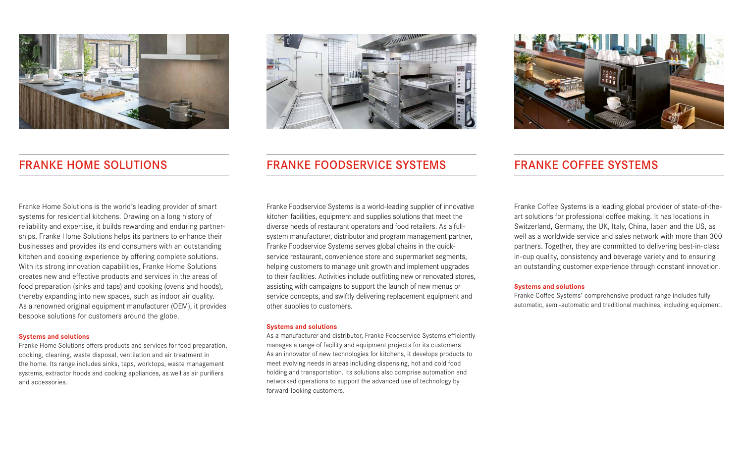## FRANKE HOME SOLUTIONS

Franke Home Solutions is the world's leading provider of smart systems for residential kitchens. Drawing on a long history of reliability and expertise, it builds rewarding and enduring partnerships. Franke Home Solutions helps its partners to enhance their businesses and provides its end consumers with an outstanding kitchen and cooking experience by offering complete solutions. With its strong innovation capabilities, Franke Home Solutions creates new and effective products and services in the areas of food preparation (sinks and taps) and cooking (ovens and hoods), thereby expanding into new spaces, such as indoor air quality. As a renowned original equipment manufacturer (OEM), it provides bespoke solutions for customers around the globe.

**Systems and solutions**

Franke Home Solutions offers products and services for food preparation, cooking, cleaning, waste disposal, ventilation and air treatment in the home. Its range includes sinks, taps, worktops, waste management systems, extractor hoods and cooking appliances, as well as air purifiers and accessories.

## FRANKE FOODSERVICE SYSTEMS

Franke Foodservice Systems is a world-leading supplier of innovative kitchen facilities, equipment and supplies solutions that meet the diverse needs of restaurant operators and food retailers. As a full-system manufacturer, distributor and program management partner, Franke Foodservice Systems serves global chains in the quick-service restaurant, convenience store and supermarket segments, helping customers to manage unit growth and implement upgrades to their facilities. Activities include outfitting new or renovated stores, assisting with campaigns to support the launch of new menus or service concepts, and swiftly delivering replacement equipment and other supplies to customers.

**Systems and solutions**

As a manufacturer and distributor, Franke Foodservice Systems efficiently manages a range of facility and equipment projects for its customers. As an innovator of new technologies for kitchens, it develops products to meet evolving needs in areas including dispensing, hot and cold food holding and transportation. Its solutions also comprise automation and networked operations to support the advanced use of technology by forward-looking customers.

## FRANKE COFFEE SYSTEMS

Franke Coffee Systems is a leading global provider of state-of-the-art solutions for professional coffee making. It has locations in Switzerland, Germany, the UK, Italy, China, Japan and the US, as well as a worldwide service and sales network with more than 300 partners. Together, they are committed to delivering best-in-class in-cup quality, consistency and beverage variety and to ensuring an outstanding customer experience through constant innovation.

**Systems and solutions**

Franke Coffee Systems' comprehensive product range includes fully automatic, semi-automatic and traditional machines, including equipment.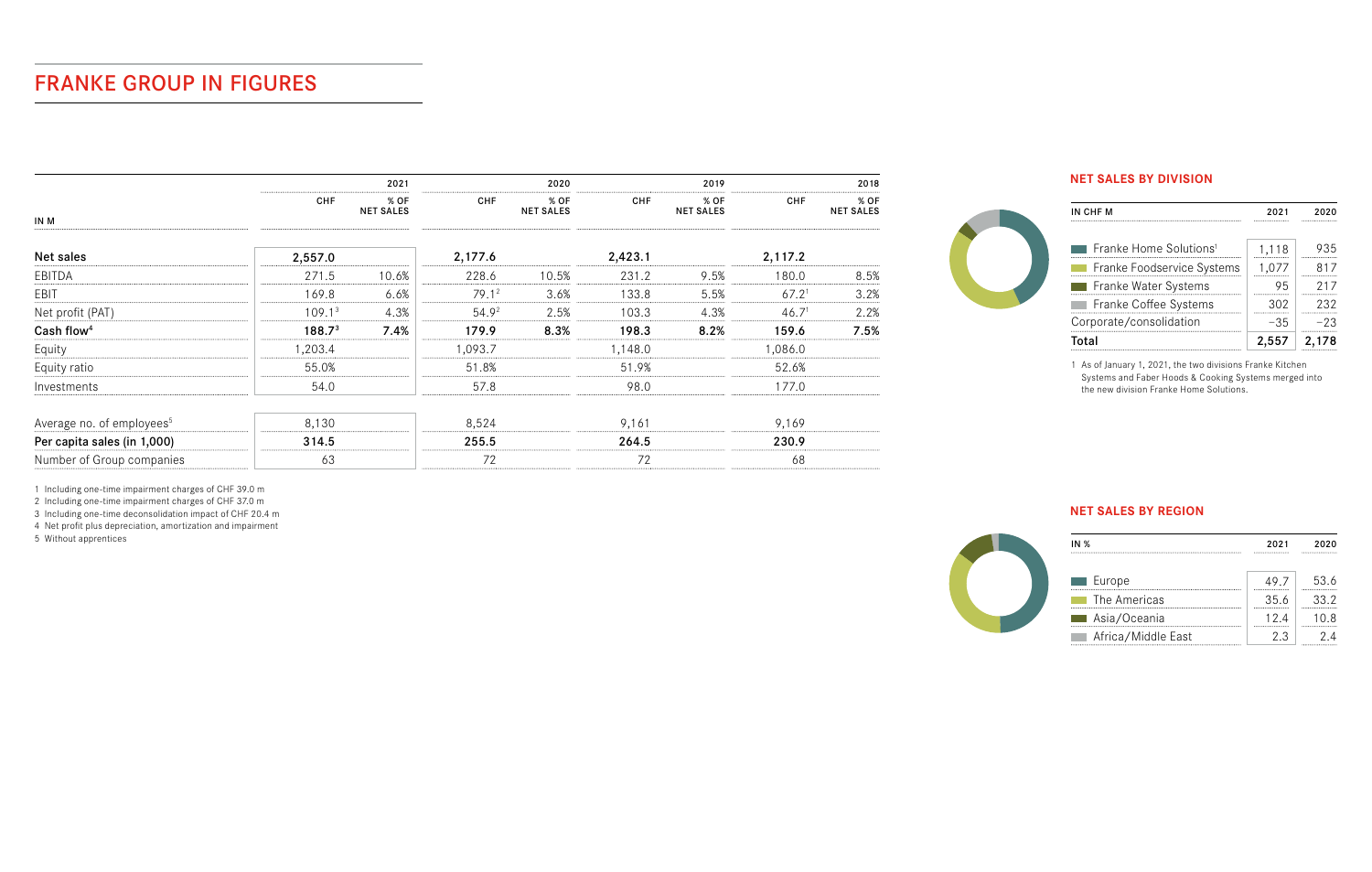# FRANKE GROUP IN FIGURES

| IN M | 2021 | | 2020 | | 2019 | | 2018 | |
|---|---|---|---|---|---|---|---|---|
| | CHF | % OF NET SALES | CHF | % OF NET SALES | CHF | % OF NET SALES | CHF | % OF NET SALES |
| **Net sales** | **2,557.0** | | **2,177.6** | | **2,423.1** | | **2,117.2** | |
| EBITDA | 271.5 | 10.6% | 228.6 | 10.5% | 231.2 | 9.5% | 180.0 | 8.5% |
| EBIT | 169.8 | 6.6% | 79.1[2] | 3.6% | 133.8 | 5.5% | 67.2[1] | 3.2% |
| Net profit (PAT) | 109.1[3] | 4.3% | 54.9[2] | 2.5% | 103.3 | 4.3% | 46.7[1] | 2.2% |
| **Cash flow[4]** | **188.7[3]** | **7.4%** | **179.9** | **8.3%** | **198.3** | **8.2%** | **159.6** | **7.5%** |
| Equity | 1,203.4 | | 1,093.7 | | 1,148.0 | | 1,086.0 | |
| Equity ratio | 55.0% | | 51.8% | | 51.9% | | 52.6% | |
| Investments | 54.0 | | 57.8 | | 98.0 | | 177.0 | |
| Average no. of employees[5] | 8,130 | | 8,524 | | 9,161 | | 9,169 | |
| **Per capita sales (in 1,000)** | **314.5** | | **255.5** | | **264.5** | | **230.9** | |
| Number of Group companies | 63 | | 72 | | 72 | | 68 | |

1 Including one-time impairment charges of CHF 39.0 m
2 Including one-time impairment charges of CHF 37.0 m
3 Including one-time deconsolidation impact of CHF 20.4 m
4 Net profit plus depreciation, amortization and impairment
5 Without apprentices

## NET SALES BY DIVISION

| IN CHF M | 2021 | 2020 |
|---|---|---|
| Franke Home Solutions[1] | 1,118 | 935 |
| Franke Foodservice Systems | 1,077 | 817 |
| Franke Water Systems | 95 | 217 |
| Franke Coffee Systems | 302 | 232 |
| Corporate/consolidation | −35 | −23 |
| **Total** | **2,557** | **2,178** |

1 As of January 1, 2021, the two divisions Franke Kitchen Systems and Faber Hoods & Cooking Systems merged into the new division Franke Home Solutions.

## NET SALES BY REGION

| IN % | 2021 | 2020 |
|---|---|---|
| Europe | 49.7 | 53.6 |
| The Americas | 35.6 | 33.2 |
| Asia/Oceania | 12.4 | 10.8 |
| Africa/Middle East | 2.3 | 2.4 |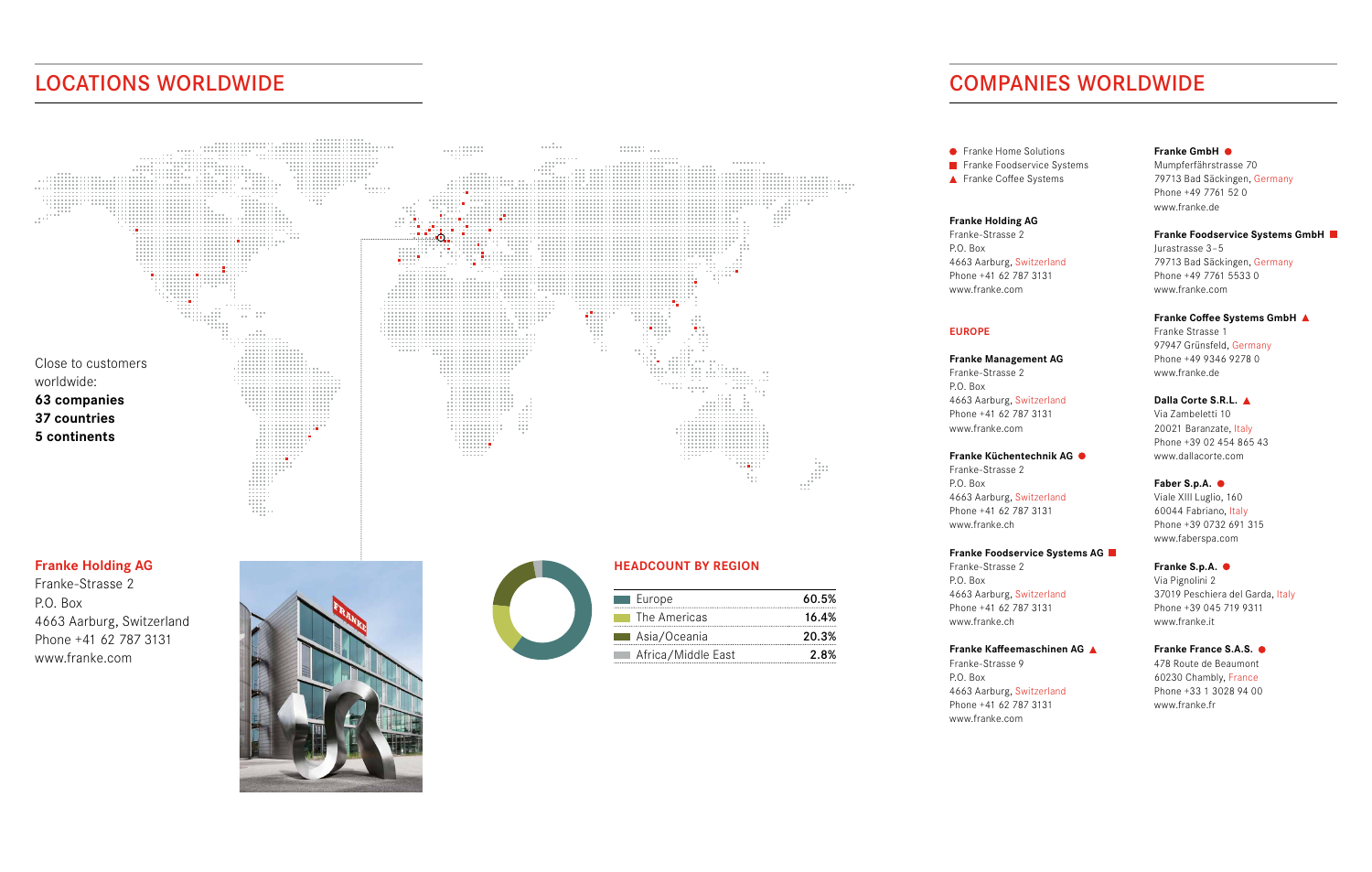# LOCATIONS WORLDWIDE

Close to customers worldwide:
**63 companies**
**37 countries**
**5 continents**

## Franke Holding AG

Franke-Strasse 2
P.O. Box
4663 Aarburg, Switzerland
Phone +41 62 787 3131
www.franke.com

## HEADCOUNT BY REGION

| Region | Share |
|---|---|
| Europe | 60.5% |
| The Americas | 16.4% |
| Asia/Oceania | 20.3% |
| Africa/Middle East | 2.8% |

# COMPANIES WORLDWIDE

- ● Franke Home Solutions
- ■ Franke Foodservice Systems
- ▲ Franke Coffee Systems

**Franke Holding AG**
Franke-Strasse 2
P.O. Box
4663 Aarburg, Switzerland
Phone +41 62 787 3131
www.franke.com

## EUROPE

**Franke Management AG**
Franke-Strasse 2
P.O. Box
4663 Aarburg, Switzerland
Phone +41 62 787 3131
www.franke.com

**Franke Küchentechnik AG** ●
Franke-Strasse 2
P.O. Box
4663 Aarburg, Switzerland
Phone +41 62 787 3131
www.franke.ch

**Franke Foodservice Systems AG** ■
Franke-Strasse 2
P.O. Box
4663 Aarburg, Switzerland
Phone +41 62 787 3131
www.franke.ch

**Franke Kaffeemaschinen AG** ▲
Franke-Strasse 9
P.O. Box
4663 Aarburg, Switzerland
Phone +41 62 787 3131
www.franke.com

**Franke GmbH** ●
Mumpferfährstrasse 70
79713 Bad Säckingen, Germany
Phone +49 7761 52 0
www.franke.de

**Franke Foodservice Systems GmbH** ■
Jurastrasse 3–5
79713 Bad Säckingen, Germany
Phone +49 7761 5533 0
www.franke.com

**Franke Coffee Systems GmbH** ▲
Franke Strasse 1
97947 Grünsfeld, Germany
Phone +49 9346 9278 0
www.franke.de

**Dalla Corte S.R.L.** ▲
Via Zambeletti 10
20021 Baranzate, Italy
Phone +39 02 454 865 43
www.dallacorte.com

**Faber S.p.A.** ●
Viale XIII Luglio, 160
60044 Fabriano, Italy
Phone +39 0732 691 315
www.faberspa.com

**Franke S.p.A.** ●
Via Pignolini 2
37019 Peschiera del Garda, Italy
Phone +39 045 719 9311
www.franke.it

**Franke France S.A.S.** ●
478 Route de Beaumont
60230 Chambly, France
Phone +33 1 3028 94 00
www.franke.fr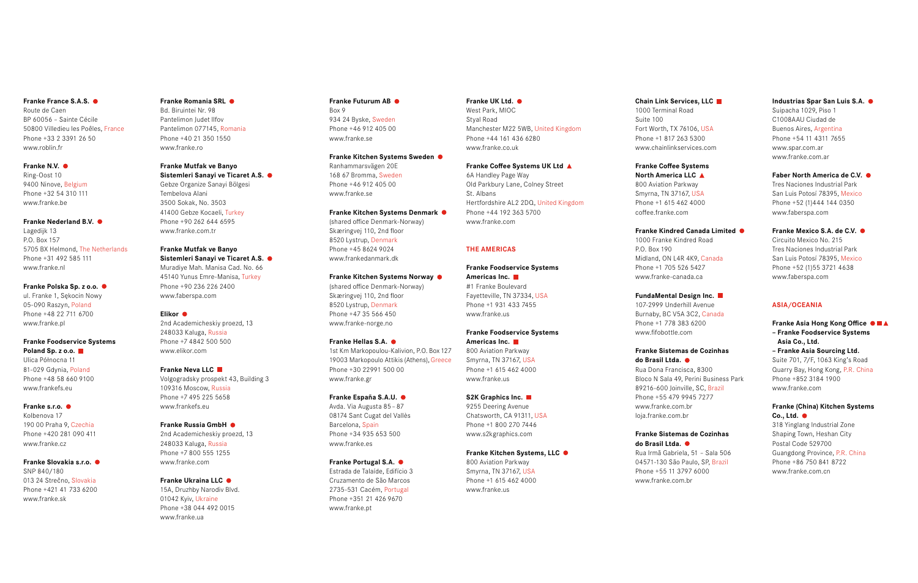**Franke France S.A.S.** ●
Route de Caen
BP 60056 – Sainte Cécile
50800 Villedieu les Poêles, France
Phone +33 2 3391 26 50
www.roblin.fr

**Franke N.V.** ●
Ring-Oost 10
9400 Ninove, Belgium
Phone +32 54 310 111
www.franke.be

**Franke Nederland B.V.** ●
Lagedijk 13
P.O. Box 157
5705 BX Helmond, The Netherlands
Phone +31 492 585 111
www.franke.nl

**Franke Polska Sp. z o.o.** ●
ul. Franke 1, Sękocin Nowy
05-090 Raszyn, Poland
Phone +48 22 711 6700
www.franke.pl

**Franke Foodservice Systems Poland Sp. z o.o.** ■
Ulica Północna 11
81-029 Gdynia, Poland
Phone +48 58 660 9100
www.frankefs.eu

**Franke s.r.o.** ●
Kolbenova 17
190 00 Praha 9, Czechia
Phone +420 281 090 411
www.franke.cz

**Franke Slovakia s.r.o.** ●
SNP 840/180
013 24 Strečno, Slovakia
Phone +421 41 733 6200
www.franke.sk

**Franke Romania SRL** ●
Bd. Biruintei Nr. 98
Pantelimon Judet Ilfov
Pantelimon 077145, Romania
Phone +40 21 350 1550
www.franke.ro

**Franke Mutfak ve Banyo Sistemleri Sanayi ve Ticaret A.S.** ●
Gebze Organize Sanayi Bölgesi
Tembelova Alani
3500 Sokak, No. 3503
41400 Gebze Kocaeli, Turkey
Phone +90 262 644 6595
www.franke.com.tr

**Franke Mutfak ve Banyo Sistemleri Sanayi ve Ticaret A.S.** ●
Muradiye Mah. Manisa Cad. No. 66
45140 Yunus Emre-Manisa, Turkey
Phone +90 236 226 2400
www.faberspa.com

**Elikor** ●
2nd Academicheskiy proezd, 13
248033 Kaluga, Russia
Phone +7 4842 500 500
www.elikor.com

**Franke Neva LLC** ■
Volgogradsky prospekt 43, Building 3
109316 Moscow, Russia
Phone +7 495 225 5658
www.frankefs.eu

**Franke Russia GmbH** ●
2nd Academicheskiy proezd, 13
248033 Kaluga, Russia
Phone +7 800 555 1255
www.franke.com

**Franke Ukraina LLC** ●
15A, Druzhby Narodiv Blvd.
01042 Kyiv, Ukraine
Phone +38 044 492 0015
www.franke.ua

**Franke Futurum AB** ●
Box 9
934 24 Byske, Sweden
Phone +46 912 405 00
www.franke.se

**Franke Kitchen Systems Sweden** ●
Ranhammarsvägen 20E
168 67 Bromma, Sweden
Phone +46 912 405 00
www.franke.se

**Franke Kitchen Systems Denmark** ●
(shared office Denmark-Norway)
Skæringvej 110, 2nd floor
8520 Lystrup, Denmark
Phone +45 8624 9024
www.frankedanmark.dk

**Franke Kitchen Systems Norway** ●
(shared office Denmark-Norway)
Skæringvej 110, 2nd floor
8520 Lystrup, Denmark
Phone +47 35 566 450
www.franke-norge.no

**Franke Hellas S.A.** ●
1st Km Markopoulou-Kalivion, P.O. Box 127
19003 Markopoulo Attikis (Athens), Greece
Phone +30 22991 500 00
www.franke.gr

**Franke España S.A.U.** ●
Avda. Via Augusta 85 – 87
08174 Sant Cugat del Vallès
Barcelona, Spain
Phone +34 935 653 500
www.franke.es

**Franke Portugal S.A.** ●
Estrada de Talaíde, Edifício 3
Cruzamento de São Marcos
2735-531 Cacém, Portugal
Phone +351 21 426 9670
www.franke.pt

**Franke UK Ltd.** ●
West Park, MIOC
Styal Road
Manchester M22 5WB, United Kingdom
Phone +44 161 436 6280
www.franke.co.uk

**Franke Coffee Systems UK Ltd** ▲
6A Handley Page Way
Old Parkbury Lane, Colney Street
St. Albans
Hertfordshire AL2 2DQ, United Kingdom
Phone +44 192 363 5700
www.franke.com

## THE AMERICAS

**Franke Foodservice Systems Americas Inc.** ■
#1 Franke Boulevard
Fayetteville, TN 37334, USA
Phone +1 931 433 7455
www.franke.us

**Franke Foodservice Systems Americas Inc.** ■
800 Aviation Parkway
Smyrna, TN 37167, USA
Phone +1 615 462 4000
www.franke.us

**S2K Graphics Inc.** ■
9255 Deering Avenue
Chatsworth, CA 91311, USA
Phone +1 800 270 7446
www.s2kgraphics.com

**Franke Kitchen Systems, LLC** ●
800 Aviation Parkway
Smyrna, TN 37167, USA
Phone +1 615 462 4000
www.franke.us

**Chain Link Services, LLC** ■
1000 Terminal Road
Suite 100
Fort Worth, TX 76106, USA
Phone +1 817 263 5300
www.chainlinkservices.com

**Franke Coffee Systems North America LLC** ▲
800 Aviation Parkway
Smyrna, TN 37167, USA
Phone +1 615 462 4000
coffee.franke.com

**Franke Kindred Canada Limited** ●
1000 Franke Kindred Road
P.O. Box 190
Midland, ON L4R 4K9, Canada
Phone +1 705 526 5427
www.franke-canada.ca

**FundaMental Design Inc.** ■
107-2999 Underhill Avenue
Burnaby, BC V5A 3C2, Canada
Phone +1 778 383 6200
www.fifobottle.com

**Franke Sistemas de Cozinhas do Brasil Ltda.** ●
Rua Dona Francisca, 8300
Bloco N Sala 49, Perini Business Park
89216-600 Joinville, SC, Brazil
Phone +55 479 9945 7277
www.franke.com.br
loja.franke.com.br

**Franke Sistemas de Cozinhas do Brasil Ltda.** ●
Rua Irmã Gabriela, 51 – Sala 506
04571-130 São Paulo, SP, Brazil
Phone +55 11 3797 6000
www.franke.com.br

**Industrias Spar San Luis S.A.** ●
Suipacha 1029, Piso 1
C1008AAU Ciudad de
Buenos Aires, Argentina
Phone +54 11 4311 7655
www.spar.com.ar
www.franke.com.ar

**Faber North America de C.V.** ●
Tres Naciones Industrial Park
San Luis Potosí 78395, Mexico
Phone +52 (1)444 144 0350
www.faberspa.com

**Franke Mexico S.A. de C.V.** ●
Circuito Mexico No. 215
Tres Naciones Industrial Park
San Luis Potosí 78395, Mexico
Phone +52 (1)55 3721 4638
www.faberspa.com

## ASIA/OCEANIA

**Franke Asia Hong Kong Office** ●■▲
**– Franke Foodservice Systems Asia Co., Ltd.**
**– Franke Asia Sourcing Ltd.**
Suite 701, 7/F, 1063 King's Road
Quarry Bay, Hong Kong, P.R. China
Phone +852 3184 1900
www.franke.com

**Franke (China) Kitchen Systems Co., Ltd.** ●
318 Yinglang Industrial Zone
Shaping Town, Heshan City
Postal Code 529700
Guangdong Province, P.R. China
Phone +86 750 841 8722
www.franke.com.cn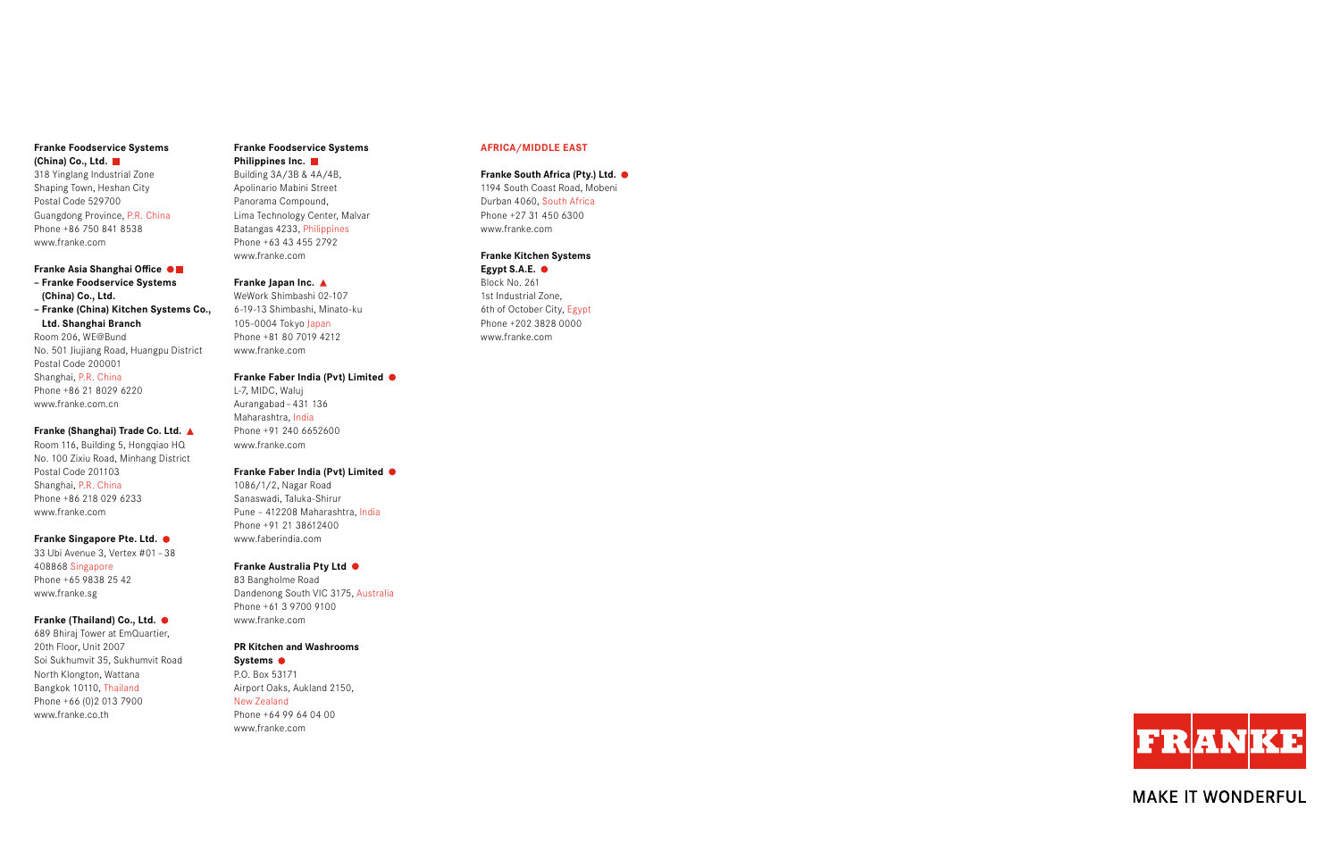**Franke Foodservice Systems (China) Co., Ltd.** ■
318 Yinglang Industrial Zone
Shaping Town, Heshan City
Postal Code 529700
Guangdong Province, P.R. China
Phone +86 750 841 8538
www.franke.com

**Franke Asia Shanghai Office** ●■
**– Franke Foodservice Systems (China) Co., Ltd.**
**– Franke (China) Kitchen Systems Co., Ltd. Shanghai Branch**
Room 206, WE@Bund
No. 501 Jiujiang Road, Huangpu District
Postal Code 200001
Shanghai, P.R. China
Phone +86 21 8029 6220
www.franke.com.cn

**Franke (Shanghai) Trade Co. Ltd.** ▲
Room 116, Building 5, Hongqiao HQ
No. 100 Zixiu Road, Minhang District
Postal Code 201103
Shanghai, P.R. China
Phone +86 218 029 6233
www.franke.com

**Franke Singapore Pte. Ltd.** ●
33 Ubi Avenue 3, Vertex #01 – 38
408868 Singapore
Phone +65 9838 25 42
www.franke.sg

**Franke (Thailand) Co., Ltd.** ●
689 Bhiraj Tower at EmQuartier,
20th Floor, Unit 2007
Soi Sukhumvit 35, Sukhumvit Road
North Klongton, Wattana
Bangkok 10110, Thailand
Phone +66 (0)2 013 7900
www.franke.co.th

**Franke Foodservice Systems Philippines Inc.** ■
Building 3A/3B & 4A/4B,
Apolinario Mabini Street
Panorama Compound,
Lima Technology Center, Malvar
Batangas 4233, Philippines
Phone +63 43 455 2792
www.franke.com

**Franke Japan Inc.** ▲
WeWork Shimbashi 02-107
6-19-13 Shimbashi, Minato-ku
105-0004 Tokyo Japan
Phone +81 80 7019 4212
www.franke.com

**Franke Faber India (Pvt) Limited** ●
L-7, MIDC, Waluj
Aurangabad - 431 136
Maharashtra, India
Phone +91 240 6652600
www.franke.com

**Franke Faber India (Pvt) Limited** ●
1086/1/2, Nagar Road
Sanaswadi, Taluka-Shirur
Pune – 412208 Maharashtra, India
Phone +91 21 38612400
www.faberindia.com

**Franke Australia Pty Ltd** ●
83 Bangholme Road
Dandenong South VIC 3175, Australia
Phone +61 3 9700 9100
www.franke.com

**PR Kitchen and Washrooms Systems** ●
P.O. Box 53171
Airport Oaks, Aukland 2150,
New Zealand
Phone +64 99 64 04 00
www.franke.com

## AFRICA/MIDDLE EAST

**Franke South Africa (Pty.) Ltd.** ●
1194 South Coast Road, Mobeni
Durban 4060, South Africa
Phone +27 31 450 6300
www.franke.com

**Franke Kitchen Systems Egypt S.A.E.** ●
Block No. 261
1st Industrial Zone,
6th of October City, Egypt
Phone +202 3828 0000
www.franke.com

FRANKE

MAKE IT WONDERFUL